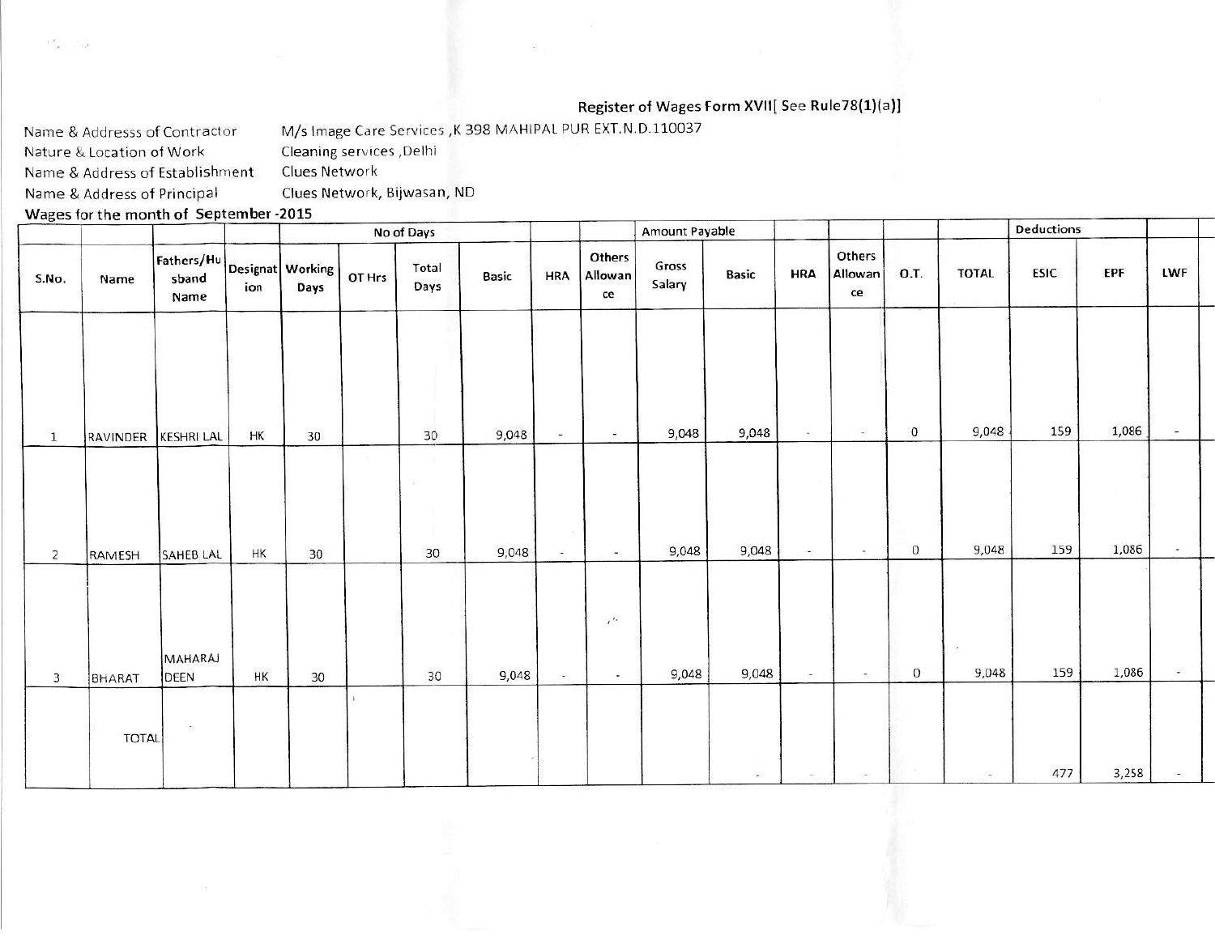Register of Wages Form XVII[ See Rule78(1)(a)]

Name & Addresss of Contractor M/s Image Care Services ,K 398 MAHIPAL PUR EXT.N.D.110037
Nature & Location of Work Cleaning services ,Delhi
Name & Address of Establishment Clues Network
Name & Address of Principal Clues Network, Bijwasan, ND

**Wages for the month of September -2015**

| | | | | No of Days | | | | | | Amount Payable | | | | | | Deductions | | |
|---|---|---|---|---|---|---|---|---|---|---|---|---|---|---|---|---|---|---|
| S.No. | Name | Fathers/Husband Name | Designation | Working Days | OT Hrs | Total Days | Basic | HRA | Others Allowance | Gross Salary | Basic | HRA | Others Allowance | O.T. | TOTAL | ESIC | EPF | LWF |
| 1 | RAVINDER | KESHRI LAL | HK | 30 | | 30 | 9,048 | - | - | 9,048 | 9,048 | - | - | 0 | 9,048 | 159 | 1,086 | - |
| 2 | RAMESH | SAHEB LAL | HK | 30 | | 30 | 9,048 | - | - | 9,048 | 9,048 | - | - | 0 | 9,048 | 159 | 1,086 | - |
| 3 | BHARAT | MAHARAJ DEEN | HK | 30 | | 30 | 9,048 | - | - | 9,048 | 9,048 | - | - | 0 | 9,048 | 159 | 1,086 | - |
| | TOTAL | | | | | | | | | | - | - | - | | - | 477 | 3,258 | - |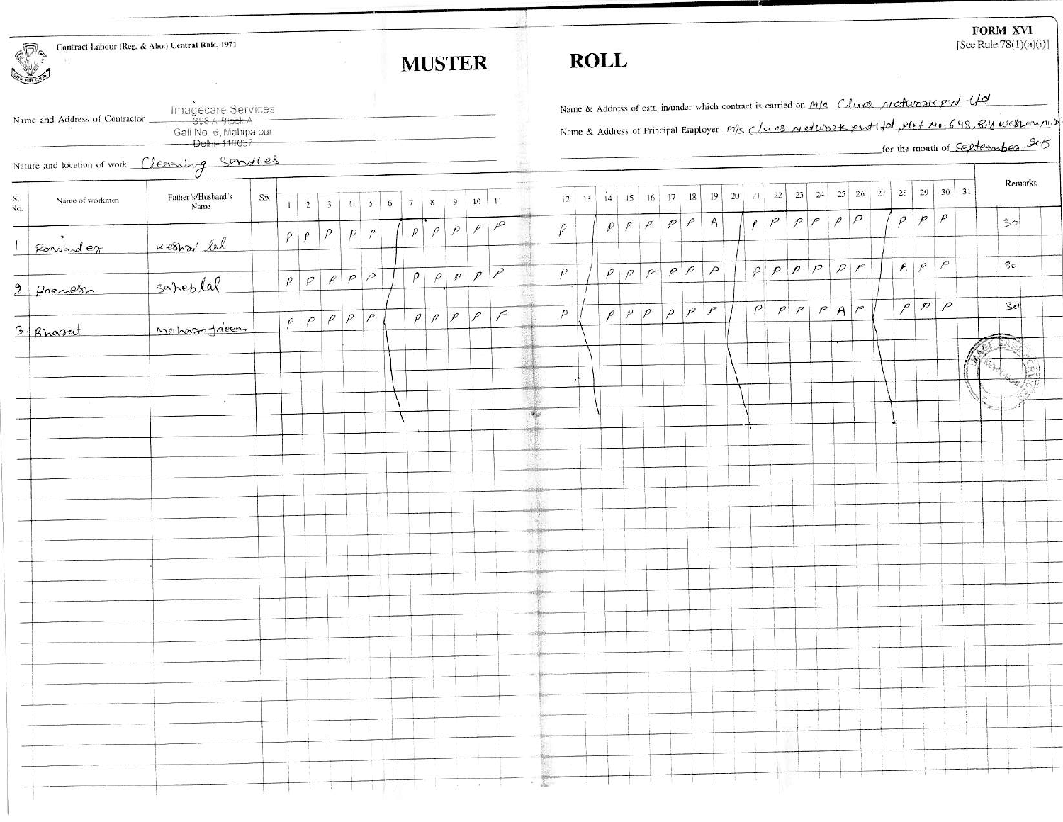Contract Labour (Reg. & Abo.) Central Rule, 1971

**FORM XVI**
[See Rule 78(1)(a)(i)]

# MUSTER ROLL

Name and Address of Contractor: Imagecare Services, 398 A Block-A, Gali No 6, Mahipalpur, Delhi-110037

Nature and location of work: Cleaning Services

Name & Address of estt. in/under which contract is carried on: M/s Clues Network pvt Ltd

Name & Address of Principal Employer: M/s Clues Network pvt ltd, Plot No-648, Big Washroom...

for the month of September 2015

| Sl. No. | Name of workmen | Father's/Husband's Name | Sex | 1 | 2 | 3 | 4 | 5 | 6 | 7 | 8 | 9 | 10 | 11 | 12 | 13 | 14 | 15 | 16 | 17 | 18 | 19 | 20 | 21 | 22 | 23 | 24 | 25 | 26 | 27 | 28 | 29 | 30 | 31 | Remarks |
|---|---|---|---|---|---|---|---|---|---|---|---|---|---|---|---|---|---|---|---|---|---|---|---|---|---|---|---|---|---|---|---|---|---|---|---|
| 1 | Ravinder | Keshri lal | | P | P | P | P | P | | P | P | P | P | P | P | | P | P | P | P | P | A | | P | P | P | P | P | P | | P | P | P | | 30 |
| 2 | Ramesh | Saheb lal | | P | P | P | P | P | | P | P | P | P | P | P | | P | P | P | P | P | P | | P | P | P | P | P | P | | A | P | P | | 30 |
| 3 | Bharat | Mohammad deen | | P | P | P | P | P | | P | P | P | P | P | P | | P | P | P | P | P | P | | P | P | P | P | A | P | | P | P | P | | 30 |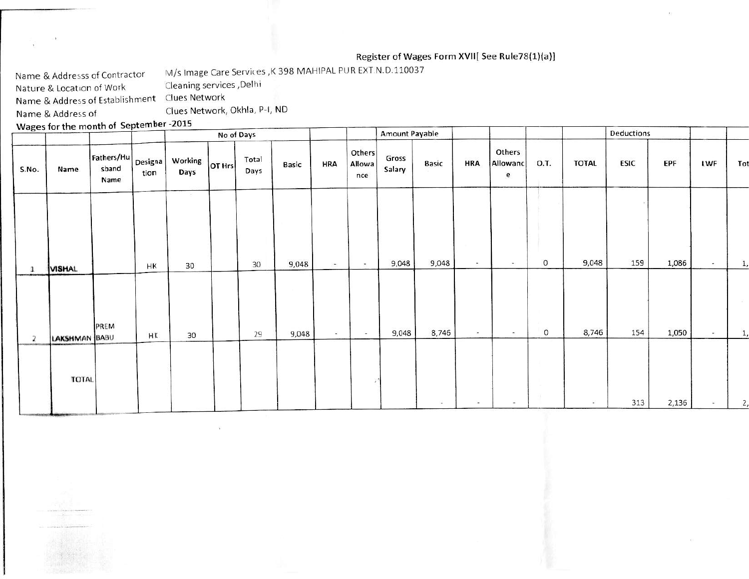Register of Wages Form XVII[ See Rule78(1)(a)]

Name & Addresss of Contractor M/s Image Care Services ,K 398 MAHIPAL PUR EXT.N.D.110037
Nature & Location of Work Cleaning services ,Delhi
Name & Address of Establishment Clues Network
Name & Address of Clues Network, Okhla, P-I, ND

**Wages for the month of September -2015**

| | | | | No of Days | | | | | | Amount Payable | | | | | | Deductions | | | |
|---|---|---|---|---|---|---|---|---|---|---|---|---|---|---|---|---|---|---|---|
| S.No. | Name | Fathers/Husband Name | Designation | Working Days | OT Hrs | Total Days | Basic | HRA | Others Allowance | Gross Salary | Basic | HRA | Others Allowance | O.T. | TOTAL | ESIC | EPF | LWF | Tot |
| 1 | VISHAL | | HK | 30 | | 30 | 9,048 | - | - | 9,048 | 9,048 | - | - | 0 | 9,048 | 159 | 1,086 | - | 1, |
| 2 | LAKSHMAN | PREM BABU | HK | 30 | | 29 | 9,048 | - | - | 9,048 | 8,746 | - | - | 0 | 8,746 | 154 | 1,050 | - | 1, |
| | TOTAL | | | | | | | | | | - | - | - | | - | 313 | 2,136 | - | 2, |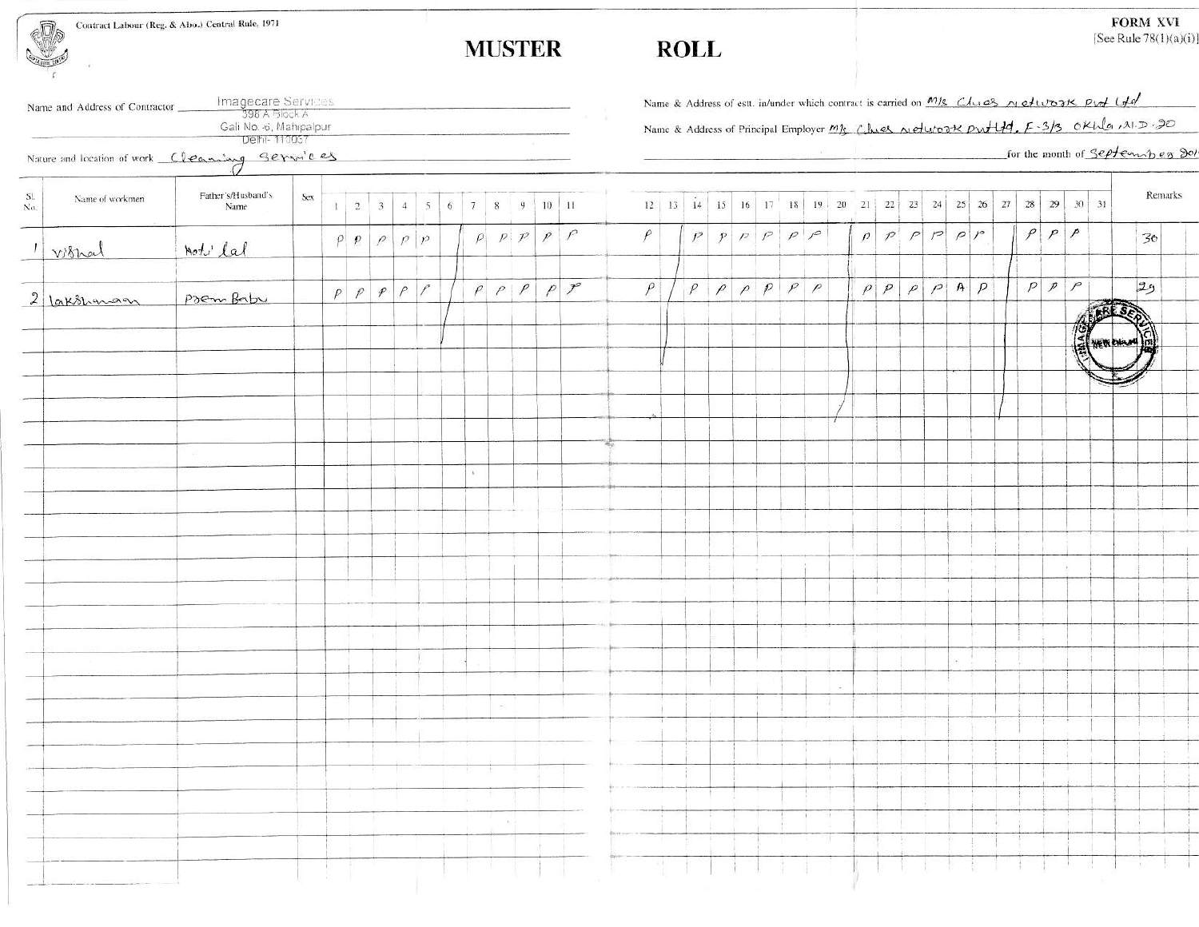Contract Labour (Reg. & Abo.) Central Rule, 1971

**FORM XVI**
[See Rule 78(1)(a)(i)]

# MUSTER ROLL

Name and Address of Contractor: Imagecare Services, 398 A Block A, Gali No. 6, Mahipalpur, Delhi- 110037

Nature and location of work: Cleaning Services

Name & Address of estt. in/under which contract is carried on: M/s Clues Network Pvt Ltd

Name & Address of Principal Employer: M/s Clues Network Pvt Ltd. F-3/3 Okhla, N.D.-20

for the month of September 201

| Sl. No. | Name of workmen | Father's/Husband's Name | Sex | 1 | 2 | 3 | 4 | 5 | 6 | 7 | 8 | 9 | 10 | 11 | 12 | 13 | 14 | 15 | 16 | 17 | 18 | 19 | 20 | 21 | 22 | 23 | 24 | 25 | 26 | 27 | 28 | 29 | 30 | 31 | Remarks |
|---|---|---|---|---|---|---|---|---|---|---|---|---|---|---|---|---|---|---|---|---|---|---|---|---|---|---|---|---|---|---|---|---|---|---|---|
| 1 | Vishal | Moti lal | | P | P | P | P | P | | P | P | P | P | P | P | | P | P | P | P | P | P | | P | P | P | P | P | P | | P | P | P | | 30 |
| 2 | Lakshman | Prem Babu | | P | P | P | P | P | | P | P | P | P | P | P | | P | P | P | P | P | P | | P | P | P | P | A | P | | P | P | P | | 29 |

Imagecare Services New Delhi